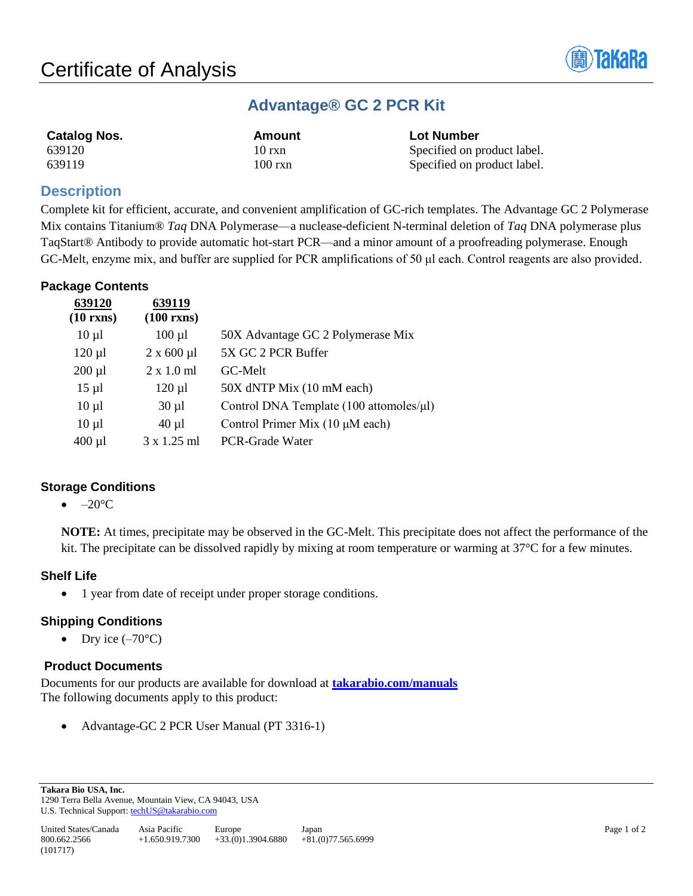# Certificate of Analysis

## Advantage® GC 2 PCR Kit

| Catalog Nos. | Amount | Lot Number |
|---|---|---|
| 639120 | 10 rxn | Specified on product label. |
| 639119 | 100 rxn | Specified on product label. |

## Description

Complete kit for efficient, accurate, and convenient amplification of GC-rich templates. The Advantage GC 2 Polymerase Mix contains Titanium® *Taq* DNA Polymerase—a nuclease-deficient N-terminal deletion of *Taq* DNA polymerase plus TaqStart® Antibody to provide automatic hot-start PCR—and a minor amount of a proofreading polymerase. Enough GC-Melt, enzyme mix, and buffer are supplied for PCR amplifications of 50 µl each. Control reagents are also provided.

### Package Contents

| 639120 (10 rxns) | 639119 (100 rxns) | |
|---|---|---|
| 10 µl | 100 µl | 50X Advantage GC 2 Polymerase Mix |
| 120 µl | 2 x 600 µl | 5X GC 2 PCR Buffer |
| 200 µl | 2 x 1.0 ml | GC-Melt |
| 15 µl | 120 µl | 50X dNTP Mix (10 mM each) |
| 10 µl | 30 µl | Control DNA Template (100 attomoles/µl) |
| 10 µl | 40 µl | Control Primer Mix (10 µM each) |
| 400 µl | 3 x 1.25 ml | PCR-Grade Water |

### Storage Conditions

- –20°C

**NOTE:** At times, precipitate may be observed in the GC-Melt. This precipitate does not affect the performance of the kit. The precipitate can be dissolved rapidly by mixing at room temperature or warming at 37°C for a few minutes.

### Shelf Life

- 1 year from date of receipt under proper storage conditions.

### Shipping Conditions

- Dry ice (–70°C)

### Product Documents

Documents for our products are available for download at **[takarabio.com/manuals](takarabio.com/manuals)**
The following documents apply to this product:

- Advantage-GC 2 PCR User Manual (PT 3316-1)

**Takara Bio USA, Inc.**
1290 Terra Bella Avenue, Mountain View, CA 94043, USA
U.S. Technical Support: techUS@takarabio.com

| United States/Canada | Asia Pacific | Europe | Japan |
|---|---|---|---|
| 800.662.2566 | +1.650.919.7300 | +33.(0)1.3904.6880 | +81.(0)77.565.6999 |

(101717)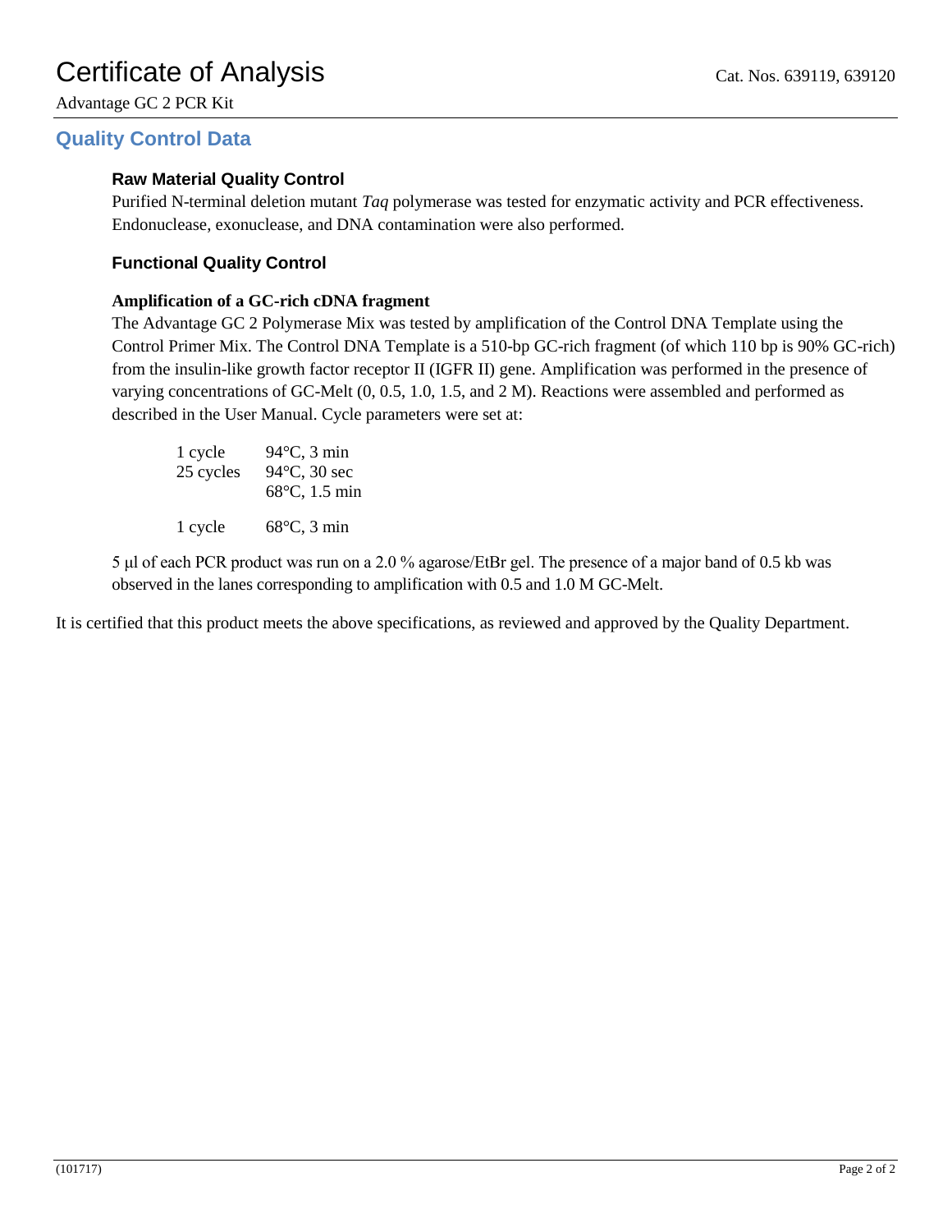# Certificate of Analysis

Cat. Nos. 639119, 639120

Advantage GC 2 PCR Kit

## Quality Control Data

### Raw Material Quality Control

Purified N-terminal deletion mutant *Taq* polymerase was tested for enzymatic activity and PCR effectiveness. Endonuclease, exonuclease, and DNA contamination were also performed.

### Functional Quality Control

**Amplification of a GC-rich cDNA fragment**

The Advantage GC 2 Polymerase Mix was tested by amplification of the Control DNA Template using the Control Primer Mix. The Control DNA Template is a 510-bp GC-rich fragment (of which 110 bp is 90% GC-rich) from the insulin-like growth factor receptor II (IGFR II) gene. Amplification was performed in the presence of varying concentrations of GC-Melt (0, 0.5, 1.0, 1.5, and 2 M). Reactions were assembled and performed as described in the User Manual. Cycle parameters were set at:

| | |
|---|---|
| 1 cycle | 94°C, 3 min |
| 25 cycles | 94°C, 30 sec |
| | 68°C, 1.5 min |
| 1 cycle | 68°C, 3 min |

5 µl of each PCR product was run on a 2.0 % agarose/EtBr gel. The presence of a major band of 0.5 kb was observed in the lanes corresponding to amplification with 0.5 and 1.0 M GC-Melt.

It is certified that this product meets the above specifications, as reviewed and approved by the Quality Department.

(101717)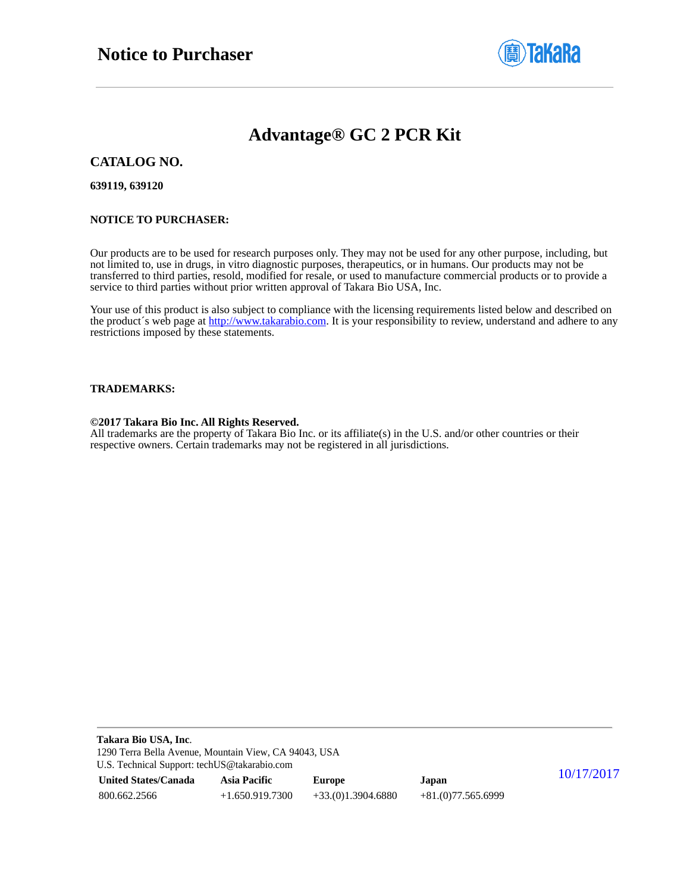# Advantage® GC 2 PCR Kit

## CATALOG NO.

**639119, 639120**

**NOTICE TO PURCHASER:**

Our products are to be used for research purposes only. They may not be used for any other purpose, including, but not limited to, use in drugs, in vitro diagnostic purposes, therapeutics, or in humans. Our products may not be transferred to third parties, resold, modified for resale, or used to manufacture commercial products or to provide a service to third parties without prior written approval of Takara Bio USA, Inc.

Your use of this product is also subject to compliance with the licensing requirements listed below and described on the product´s web page at http://www.takarabio.com. It is your responsibility to review, understand and adhere to any restrictions imposed by these statements.

**TRADEMARKS:**

**©2017 Takara Bio Inc. All Rights Reserved.**
All trademarks are the property of Takara Bio Inc. or its affiliate(s) in the U.S. and/or other countries or their respective owners. Certain trademarks may not be registered in all jurisdictions.

**Takara Bio USA, Inc.**
1290 Terra Bella Avenue, Mountain View, CA 94043, USA
U.S. Technical Support: techUS@takarabio.com

| United States/Canada | Asia Pacific | Europe | Japan |
|---|---|---|---|
| 800.662.2566 | +1.650.919.7300 | +33.(0)1.3904.6880 | +81.(0)77.565.6999 |

10/17/2017